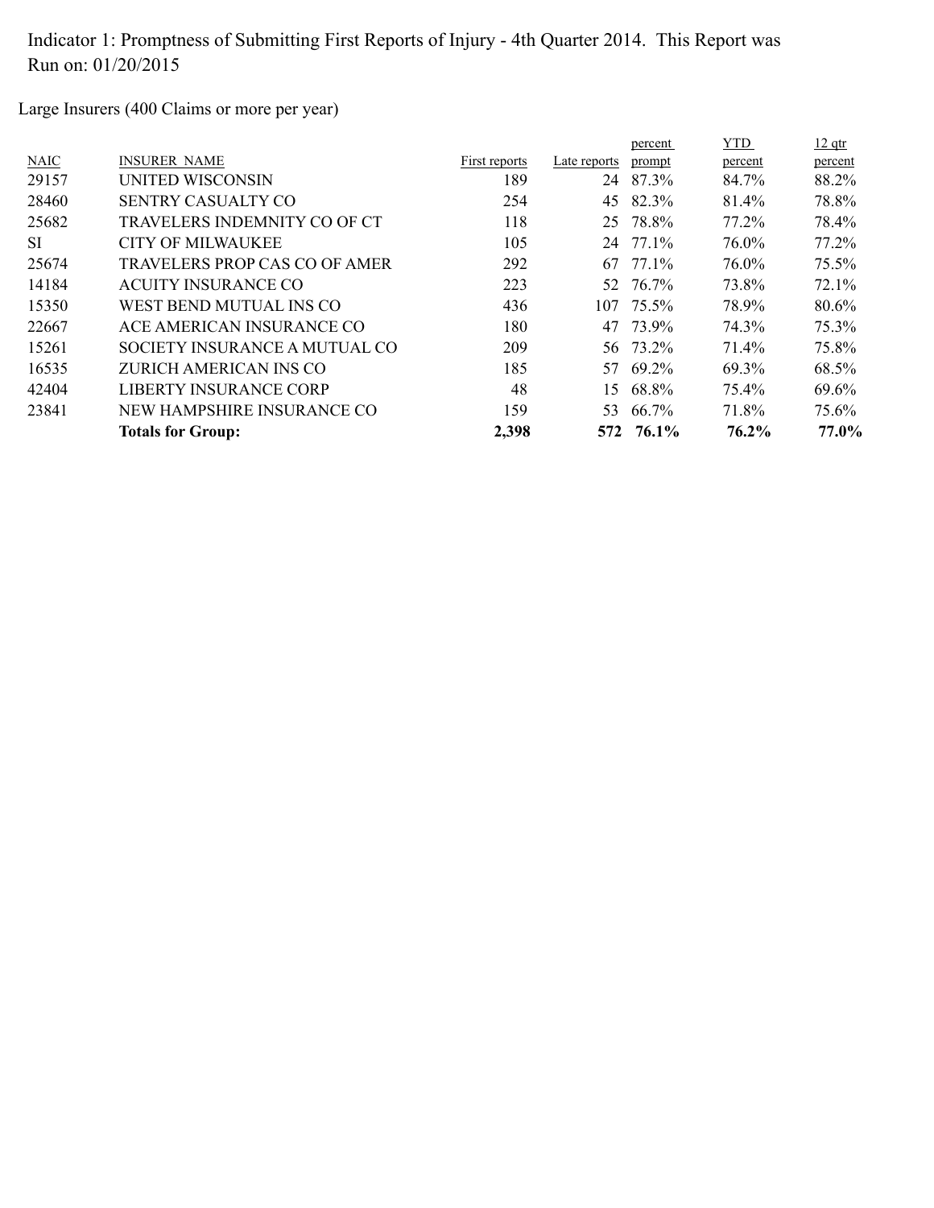Indicator 1: Promptness of Submitting First Reports of Injury - 4th Quarter 2014. This Report was Run on: 01/20/2015

Large Insurers (400 Claims or more per year)

| NAIC | INSURER NAME | First reports | Late reports | percent prompt | YTD percent | 12 qtr percent |
|---|---|---|---|---|---|---|
| 29157 | UNITED WISCONSIN | 189 | 24 | 87.3% | 84.7% | 88.2% |
| 28460 | SENTRY CASUALTY CO | 254 | 45 | 82.3% | 81.4% | 78.8% |
| 25682 | TRAVELERS INDEMNITY CO OF CT | 118 | 25 | 78.8% | 77.2% | 78.4% |
| SI | CITY OF MILWAUKEE | 105 | 24 | 77.1% | 76.0% | 77.2% |
| 25674 | TRAVELERS PROP CAS CO OF AMER | 292 | 67 | 77.1% | 76.0% | 75.5% |
| 14184 | ACUITY INSURANCE CO | 223 | 52 | 76.7% | 73.8% | 72.1% |
| 15350 | WEST BEND MUTUAL INS CO | 436 | 107 | 75.5% | 78.9% | 80.6% |
| 22667 | ACE AMERICAN INSURANCE CO | 180 | 47 | 73.9% | 74.3% | 75.3% |
| 15261 | SOCIETY INSURANCE A MUTUAL CO | 209 | 56 | 73.2% | 71.4% | 75.8% |
| 16535 | ZURICH AMERICAN INS CO | 185 | 57 | 69.2% | 69.3% | 68.5% |
| 42404 | LIBERTY INSURANCE CORP | 48 | 15 | 68.8% | 75.4% | 69.6% |
| 23841 | NEW HAMPSHIRE INSURANCE CO | 159 | 53 | 66.7% | 71.8% | 75.6% |
| | **Totals for Group:** | **2,398** | **572** | **76.1%** | **76.2%** | **77.0%** |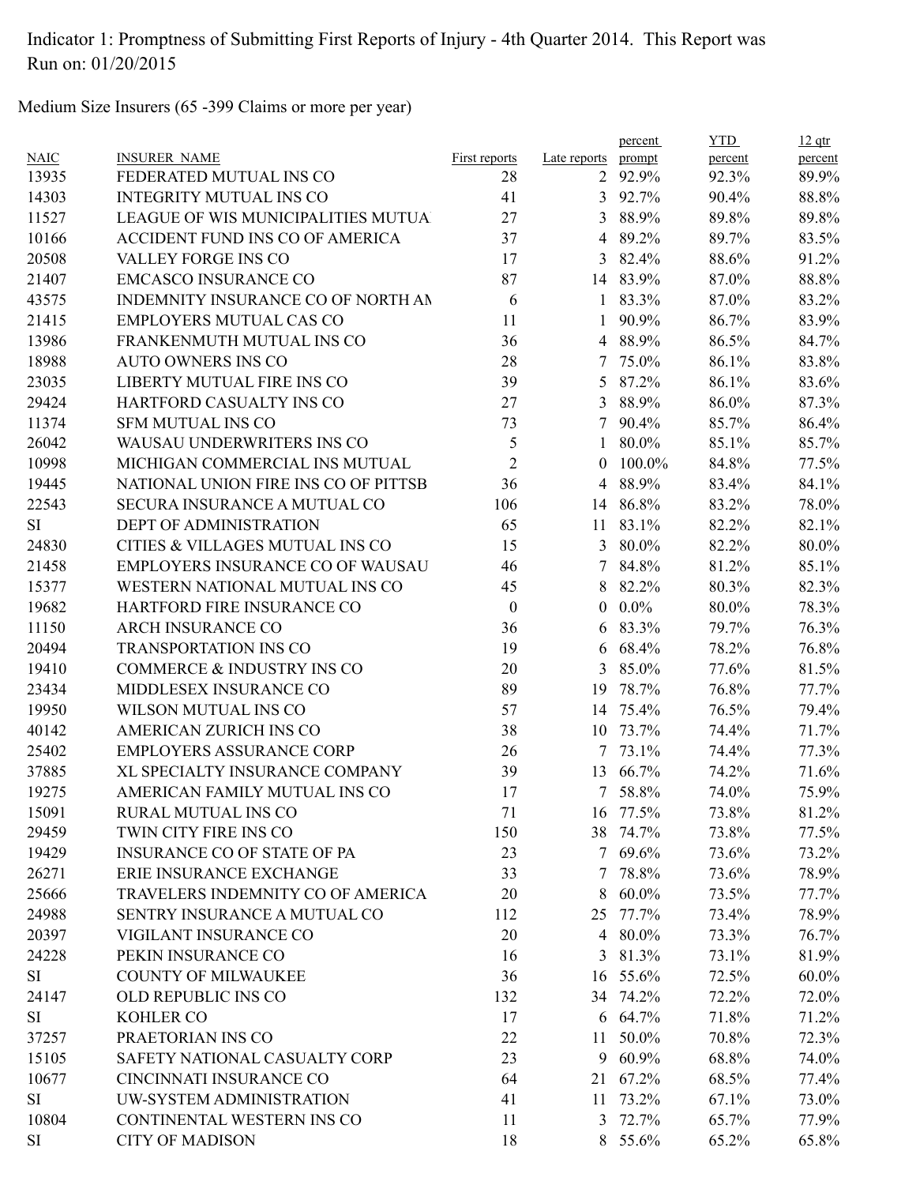Indicator 1: Promptness of Submitting First Reports of Injury - 4th Quarter 2014. This Report was Run on: 01/20/2015

Medium Size Insurers (65 -399 Claims or more per year)

| NAIC | INSURER_NAME | First reports | Late reports | percent prompt | YTD percent | 12 qtr percent |
|---|---|---|---|---|---|---|
| 13935 | FEDERATED MUTUAL INS CO | 28 | 2 | 92.9% | 92.3% | 89.9% |
| 14303 | INTEGRITY MUTUAL INS CO | 41 | 3 | 92.7% | 90.4% | 88.8% |
| 11527 | LEAGUE OF WIS MUNICIPALITIES MUTUA | 27 | 3 | 88.9% | 89.8% | 89.8% |
| 10166 | ACCIDENT FUND INS CO OF AMERICA | 37 | 4 | 89.2% | 89.7% | 83.5% |
| 20508 | VALLEY FORGE INS CO | 17 | 3 | 82.4% | 88.6% | 91.2% |
| 21407 | EMCASCO INSURANCE CO | 87 | 14 | 83.9% | 87.0% | 88.8% |
| 43575 | INDEMNITY INSURANCE CO OF NORTH AM | 6 | 1 | 83.3% | 87.0% | 83.2% |
| 21415 | EMPLOYERS MUTUAL CAS CO | 11 | 1 | 90.9% | 86.7% | 83.9% |
| 13986 | FRANKENMUTH MUTUAL INS CO | 36 | 4 | 88.9% | 86.5% | 84.7% |
| 18988 | AUTO OWNERS INS CO | 28 | 7 | 75.0% | 86.1% | 83.8% |
| 23035 | LIBERTY MUTUAL FIRE INS CO | 39 | 5 | 87.2% | 86.1% | 83.6% |
| 29424 | HARTFORD CASUALTY INS CO | 27 | 3 | 88.9% | 86.0% | 87.3% |
| 11374 | SFM MUTUAL INS CO | 73 | 7 | 90.4% | 85.7% | 86.4% |
| 26042 | WAUSAU UNDERWRITERS INS CO | 5 | 1 | 80.0% | 85.1% | 85.7% |
| 10998 | MICHIGAN COMMERCIAL INS MUTUAL | 2 | 0 | 100.0% | 84.8% | 77.5% |
| 19445 | NATIONAL UNION FIRE INS CO OF PITTSB | 36 | 4 | 88.9% | 83.4% | 84.1% |
| 22543 | SECURA INSURANCE A MUTUAL CO | 106 | 14 | 86.8% | 83.2% | 78.0% |
| SI | DEPT OF ADMINISTRATION | 65 | 11 | 83.1% | 82.2% | 82.1% |
| 24830 | CITIES & VILLAGES MUTUAL INS CO | 15 | 3 | 80.0% | 82.2% | 80.0% |
| 21458 | EMPLOYERS INSURANCE CO OF WAUSAU | 46 | 7 | 84.8% | 81.2% | 85.1% |
| 15377 | WESTERN NATIONAL MUTUAL INS CO | 45 | 8 | 82.2% | 80.3% | 82.3% |
| 19682 | HARTFORD FIRE INSURANCE CO | 0 | 0 | 0.0% | 80.0% | 78.3% |
| 11150 | ARCH INSURANCE CO | 36 | 6 | 83.3% | 79.7% | 76.3% |
| 20494 | TRANSPORTATION INS CO | 19 | 6 | 68.4% | 78.2% | 76.8% |
| 19410 | COMMERCE & INDUSTRY INS CO | 20 | 3 | 85.0% | 77.6% | 81.5% |
| 23434 | MIDDLESEX INSURANCE CO | 89 | 19 | 78.7% | 76.8% | 77.7% |
| 19950 | WILSON MUTUAL INS CO | 57 | 14 | 75.4% | 76.5% | 79.4% |
| 40142 | AMERICAN ZURICH INS CO | 38 | 10 | 73.7% | 74.4% | 71.7% |
| 25402 | EMPLOYERS ASSURANCE CORP | 26 | 7 | 73.1% | 74.4% | 77.3% |
| 37885 | XL SPECIALTY INSURANCE COMPANY | 39 | 13 | 66.7% | 74.2% | 71.6% |
| 19275 | AMERICAN FAMILY MUTUAL INS CO | 17 | 7 | 58.8% | 74.0% | 75.9% |
| 15091 | RURAL MUTUAL INS CO | 71 | 16 | 77.5% | 73.8% | 81.2% |
| 29459 | TWIN CITY FIRE INS CO | 150 | 38 | 74.7% | 73.8% | 77.5% |
| 19429 | INSURANCE CO OF STATE OF PA | 23 | 7 | 69.6% | 73.6% | 73.2% |
| 26271 | ERIE INSURANCE EXCHANGE | 33 | 7 | 78.8% | 73.6% | 78.9% |
| 25666 | TRAVELERS INDEMNITY CO OF AMERICA | 20 | 8 | 60.0% | 73.5% | 77.7% |
| 24988 | SENTRY INSURANCE A MUTUAL CO | 112 | 25 | 77.7% | 73.4% | 78.9% |
| 20397 | VIGILANT INSURANCE CO | 20 | 4 | 80.0% | 73.3% | 76.7% |
| 24228 | PEKIN INSURANCE CO | 16 | 3 | 81.3% | 73.1% | 81.9% |
| SI | COUNTY OF MILWAUKEE | 36 | 16 | 55.6% | 72.5% | 60.0% |
| 24147 | OLD REPUBLIC INS CO | 132 | 34 | 74.2% | 72.2% | 72.0% |
| SI | KOHLER CO | 17 | 6 | 64.7% | 71.8% | 71.2% |
| 37257 | PRAETORIAN INS CO | 22 | 11 | 50.0% | 70.8% | 72.3% |
| 15105 | SAFETY NATIONAL CASUALTY CORP | 23 | 9 | 60.9% | 68.8% | 74.0% |
| 10677 | CINCINNATI INSURANCE CO | 64 | 21 | 67.2% | 68.5% | 77.4% |
| SI | UW-SYSTEM ADMINISTRATION | 41 | 11 | 73.2% | 67.1% | 73.0% |
| 10804 | CONTINENTAL WESTERN INS CO | 11 | 3 | 72.7% | 65.7% | 77.9% |
| SI | CITY OF MADISON | 18 | 8 | 55.6% | 65.2% | 65.8% |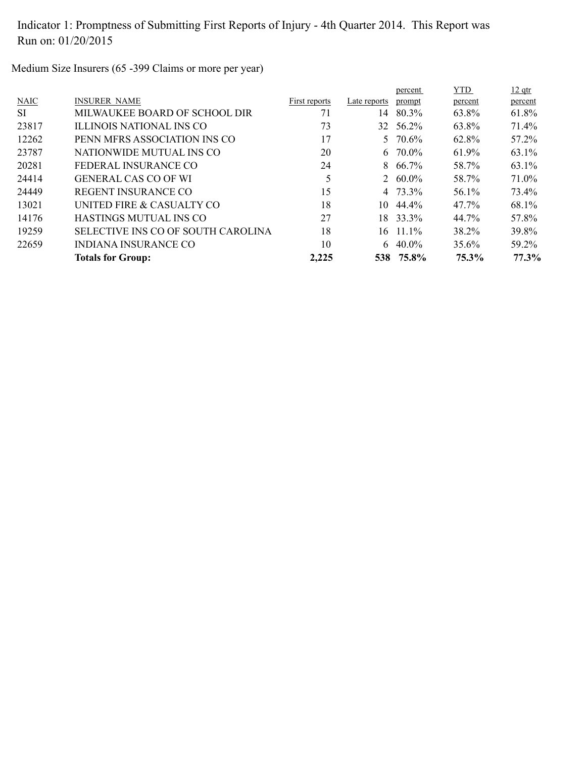Indicator 1: Promptness of Submitting First Reports of Injury - 4th Quarter 2014. This Report was Run on: 01/20/2015

Medium Size Insurers (65 -399 Claims or more per year)

| NAIC | INSURER NAME | First reports | Late reports | percent prompt | YTD percent | 12 qtr percent |
|---|---|---|---|---|---|---|
| SI | MILWAUKEE BOARD OF SCHOOL DIR | 71 | 14 | 80.3% | 63.8% | 61.8% |
| 23817 | ILLINOIS NATIONAL INS CO | 73 | 32 | 56.2% | 63.8% | 71.4% |
| 12262 | PENN MFRS ASSOCIATION INS CO | 17 | 5 | 70.6% | 62.8% | 57.2% |
| 23787 | NATIONWIDE MUTUAL INS CO | 20 | 6 | 70.0% | 61.9% | 63.1% |
| 20281 | FEDERAL INSURANCE CO | 24 | 8 | 66.7% | 58.7% | 63.1% |
| 24414 | GENERAL CAS CO OF WI | 5 | 2 | 60.0% | 58.7% | 71.0% |
| 24449 | REGENT INSURANCE CO | 15 | 4 | 73.3% | 56.1% | 73.4% |
| 13021 | UNITED FIRE & CASUALTY CO | 18 | 10 | 44.4% | 47.7% | 68.1% |
| 14176 | HASTINGS MUTUAL INS CO | 27 | 18 | 33.3% | 44.7% | 57.8% |
| 19259 | SELECTIVE INS CO OF SOUTH CAROLINA | 18 | 16 | 11.1% | 38.2% | 39.8% |
| 22659 | INDIANA INSURANCE CO | 10 | 6 | 40.0% | 35.6% | 59.2% |
| | **Totals for Group:** | **2,225** | **538** | **75.8%** | **75.3%** | **77.3%** |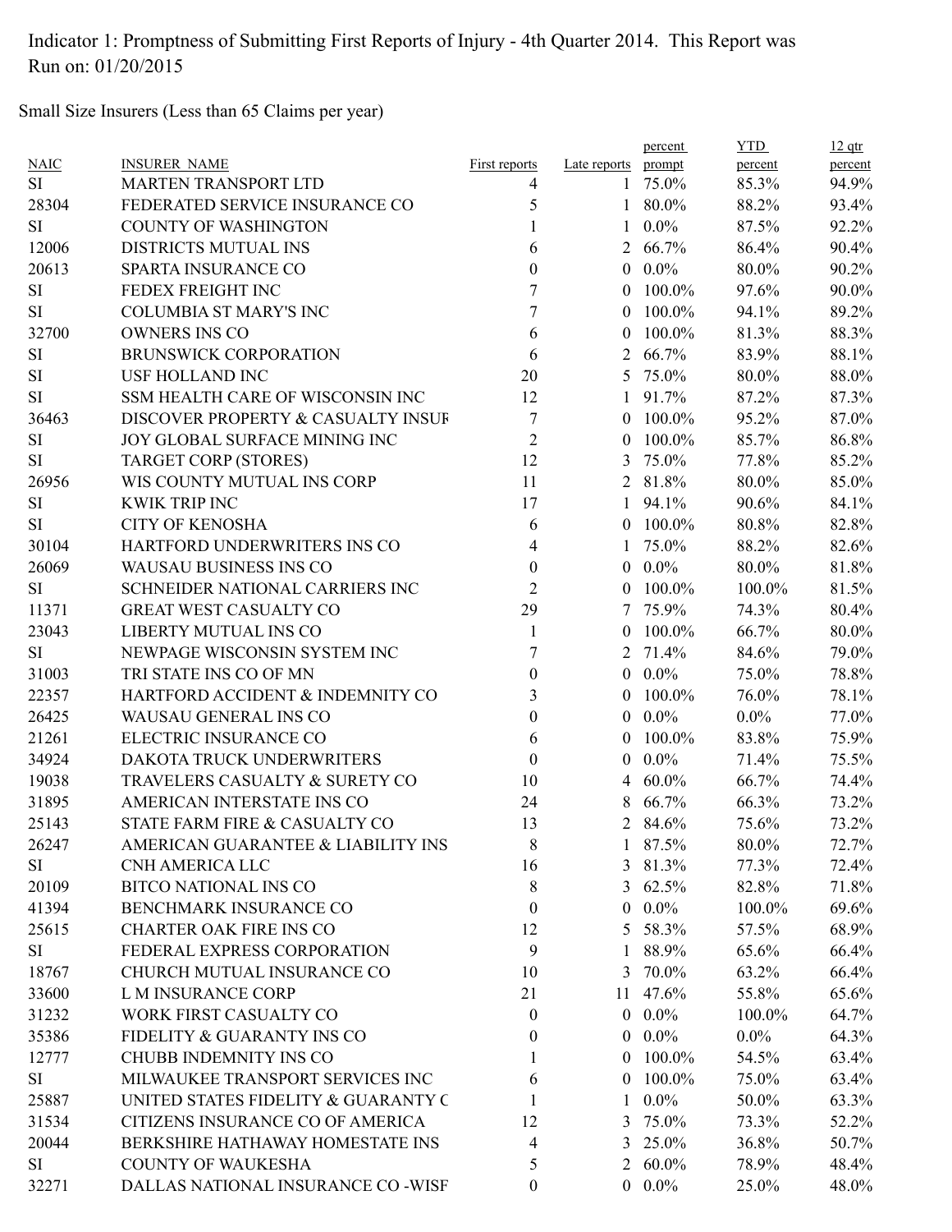Indicator 1: Promptness of Submitting First Reports of Injury - 4th Quarter 2014. This Report was Run on: 01/20/2015

Small Size Insurers (Less than 65 Claims per year)

| NAIC | INSURER_NAME | First reports | Late reports | percent prompt | YTD percent | 12 qtr percent |
|---|---|---|---|---|---|---|
| SI | MARTEN TRANSPORT LTD | 4 | 1 | 75.0% | 85.3% | 94.9% |
| 28304 | FEDERATED SERVICE INSURANCE CO | 5 | 1 | 80.0% | 88.2% | 93.4% |
| SI | COUNTY OF WASHINGTON | 1 | 1 | 0.0% | 87.5% | 92.2% |
| 12006 | DISTRICTS MUTUAL INS | 6 | 2 | 66.7% | 86.4% | 90.4% |
| 20613 | SPARTA INSURANCE CO | 0 | 0 | 0.0% | 80.0% | 90.2% |
| SI | FEDEX FREIGHT INC | 7 | 0 | 100.0% | 97.6% | 90.0% |
| SI | COLUMBIA ST MARY'S INC | 7 | 0 | 100.0% | 94.1% | 89.2% |
| 32700 | OWNERS INS CO | 6 | 0 | 100.0% | 81.3% | 88.3% |
| SI | BRUNSWICK CORPORATION | 6 | 2 | 66.7% | 83.9% | 88.1% |
| SI | USF HOLLAND INC | 20 | 5 | 75.0% | 80.0% | 88.0% |
| SI | SSM HEALTH CARE OF WISCONSIN INC | 12 | 1 | 91.7% | 87.2% | 87.3% |
| 36463 | DISCOVER PROPERTY & CASUALTY INSUF | 7 | 0 | 100.0% | 95.2% | 87.0% |
| SI | JOY GLOBAL SURFACE MINING INC | 2 | 0 | 100.0% | 85.7% | 86.8% |
| SI | TARGET CORP (STORES) | 12 | 3 | 75.0% | 77.8% | 85.2% |
| 26956 | WIS COUNTY MUTUAL INS CORP | 11 | 2 | 81.8% | 80.0% | 85.0% |
| SI | KWIK TRIP INC | 17 | 1 | 94.1% | 90.6% | 84.1% |
| SI | CITY OF KENOSHA | 6 | 0 | 100.0% | 80.8% | 82.8% |
| 30104 | HARTFORD UNDERWRITERS INS CO | 4 | 1 | 75.0% | 88.2% | 82.6% |
| 26069 | WAUSAU BUSINESS INS CO | 0 | 0 | 0.0% | 80.0% | 81.8% |
| SI | SCHNEIDER NATIONAL CARRIERS INC | 2 | 0 | 100.0% | 100.0% | 81.5% |
| 11371 | GREAT WEST CASUALTY CO | 29 | 7 | 75.9% | 74.3% | 80.4% |
| 23043 | LIBERTY MUTUAL INS CO | 1 | 0 | 100.0% | 66.7% | 80.0% |
| SI | NEWPAGE WISCONSIN SYSTEM INC | 7 | 2 | 71.4% | 84.6% | 79.0% |
| 31003 | TRI STATE INS CO OF MN | 0 | 0 | 0.0% | 75.0% | 78.8% |
| 22357 | HARTFORD ACCIDENT & INDEMNITY CO | 3 | 0 | 100.0% | 76.0% | 78.1% |
| 26425 | WAUSAU GENERAL INS CO | 0 | 0 | 0.0% | 0.0% | 77.0% |
| 21261 | ELECTRIC INSURANCE CO | 6 | 0 | 100.0% | 83.8% | 75.9% |
| 34924 | DAKOTA TRUCK UNDERWRITERS | 0 | 0 | 0.0% | 71.4% | 75.5% |
| 19038 | TRAVELERS CASUALTY & SURETY CO | 10 | 4 | 60.0% | 66.7% | 74.4% |
| 31895 | AMERICAN INTERSTATE INS CO | 24 | 8 | 66.7% | 66.3% | 73.2% |
| 25143 | STATE FARM FIRE & CASUALTY CO | 13 | 2 | 84.6% | 75.6% | 73.2% |
| 26247 | AMERICAN GUARANTEE & LIABILITY INS | 8 | 1 | 87.5% | 80.0% | 72.7% |
| SI | CNH AMERICA LLC | 16 | 3 | 81.3% | 77.3% | 72.4% |
| 20109 | BITCO NATIONAL INS CO | 8 | 3 | 62.5% | 82.8% | 71.8% |
| 41394 | BENCHMARK INSURANCE CO | 0 | 0 | 0.0% | 100.0% | 69.6% |
| 25615 | CHARTER OAK FIRE INS CO | 12 | 5 | 58.3% | 57.5% | 68.9% |
| SI | FEDERAL EXPRESS CORPORATION | 9 | 1 | 88.9% | 65.6% | 66.4% |
| 18767 | CHURCH MUTUAL INSURANCE CO | 10 | 3 | 70.0% | 63.2% | 66.4% |
| 33600 | L M INSURANCE CORP | 21 | 11 | 47.6% | 55.8% | 65.6% |
| 31232 | WORK FIRST CASUALTY CO | 0 | 0 | 0.0% | 100.0% | 64.7% |
| 35386 | FIDELITY & GUARANTY INS CO | 0 | 0 | 0.0% | 0.0% | 64.3% |
| 12777 | CHUBB INDEMNITY INS CO | 1 | 0 | 100.0% | 54.5% | 63.4% |
| SI | MILWAUKEE TRANSPORT SERVICES INC | 6 | 0 | 100.0% | 75.0% | 63.4% |
| 25887 | UNITED STATES FIDELITY & GUARANTY C | 1 | 1 | 0.0% | 50.0% | 63.3% |
| 31534 | CITIZENS INSURANCE CO OF AMERICA | 12 | 3 | 75.0% | 73.3% | 52.2% |
| 20044 | BERKSHIRE HATHAWAY HOMESTATE INS | 4 | 3 | 25.0% | 36.8% | 50.7% |
| SI | COUNTY OF WAUKESHA | 5 | 2 | 60.0% | 78.9% | 48.4% |
| 32271 | DALLAS NATIONAL INSURANCE CO -WISF | 0 | 0 | 0.0% | 25.0% | 48.0% |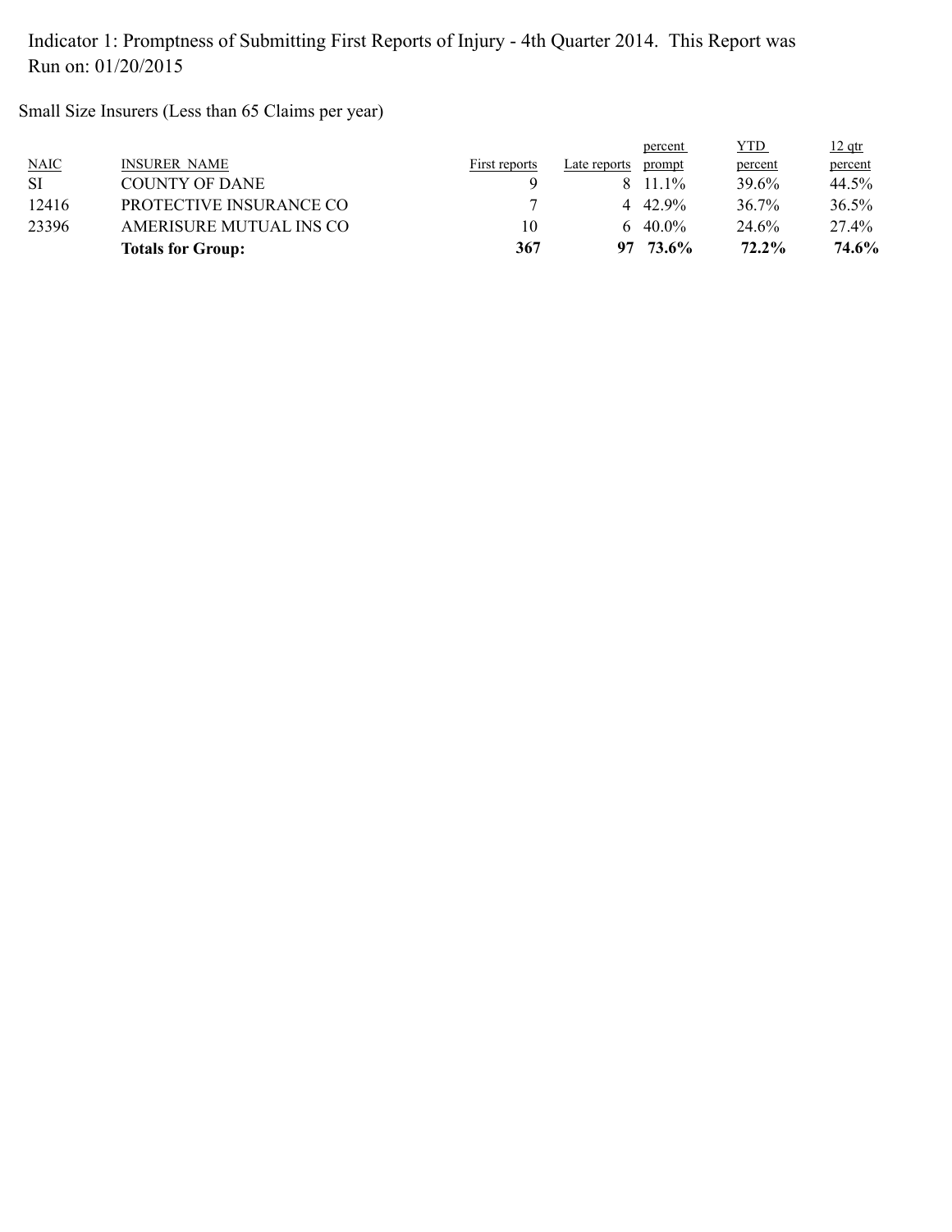Indicator 1: Promptness of Submitting First Reports of Injury - 4th Quarter 2014. This Report was Run on: 01/20/2015

Small Size Insurers (Less than 65 Claims per year)

| NAIC | INSURER NAME | First reports | Late reports | percent prompt | YTD percent | 12 qtr percent |
|---|---|---|---|---|---|---|
| SI | COUNTY OF DANE | 9 | 8 | 11.1% | 39.6% | 44.5% |
| 12416 | PROTECTIVE INSURANCE CO | 7 | 4 | 42.9% | 36.7% | 36.5% |
| 23396 | AMERISURE MUTUAL INS CO | 10 | 6 | 40.0% | 24.6% | 27.4% |
| | **Totals for Group:** | **367** | **97** | **73.6%** | **72.2%** | **74.6%** |